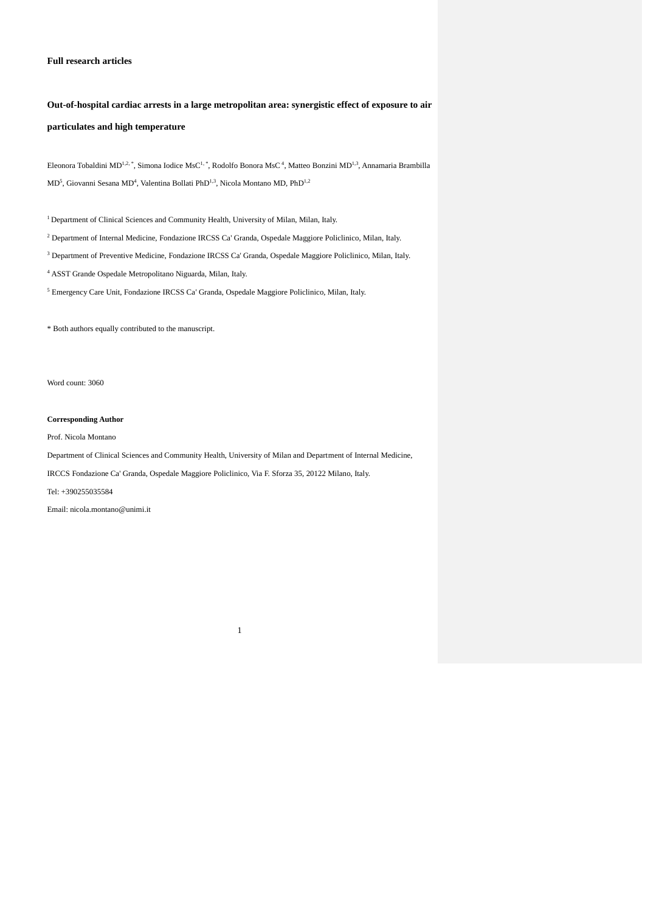**Full research articles**

# Out-of-hospital cardiac arrests in a large metropolitan area: synergistic effect of exposure to air particulates and high temperature

Eleonora Tobaldini MD[1,2,*], Simona Iodice MsC[1,*], Rodolfo Bonora MsC[4], Matteo Bonzini MD[1,3], Annamaria Brambilla MD[5], Giovanni Sesana MD[4], Valentina Bollati PhD[1,3], Nicola Montano MD, PhD[1,2]

[1] Department of Clinical Sciences and Community Health, University of Milan, Milan, Italy.

[2] Department of Internal Medicine, Fondazione IRCSS Ca' Granda, Ospedale Maggiore Policlinico, Milan, Italy.

[3] Department of Preventive Medicine, Fondazione IRCSS Ca' Granda, Ospedale Maggiore Policlinico, Milan, Italy.

[4] ASST Grande Ospedale Metropolitano Niguarda, Milan, Italy.

[5] Emergency Care Unit, Fondazione IRCSS Ca' Granda, Ospedale Maggiore Policlinico, Milan, Italy.

* Both authors equally contributed to the manuscript.

Word count: 3060

**Corresponding Author**

Prof. Nicola Montano

Department of Clinical Sciences and Community Health, University of Milan and Department of Internal Medicine, IRCCS Fondazione Ca' Granda, Ospedale Maggiore Policlinico, Via F. Sforza 35, 20122 Milano, Italy.

Tel: +390255035584

Email: nicola.montano@unimi.it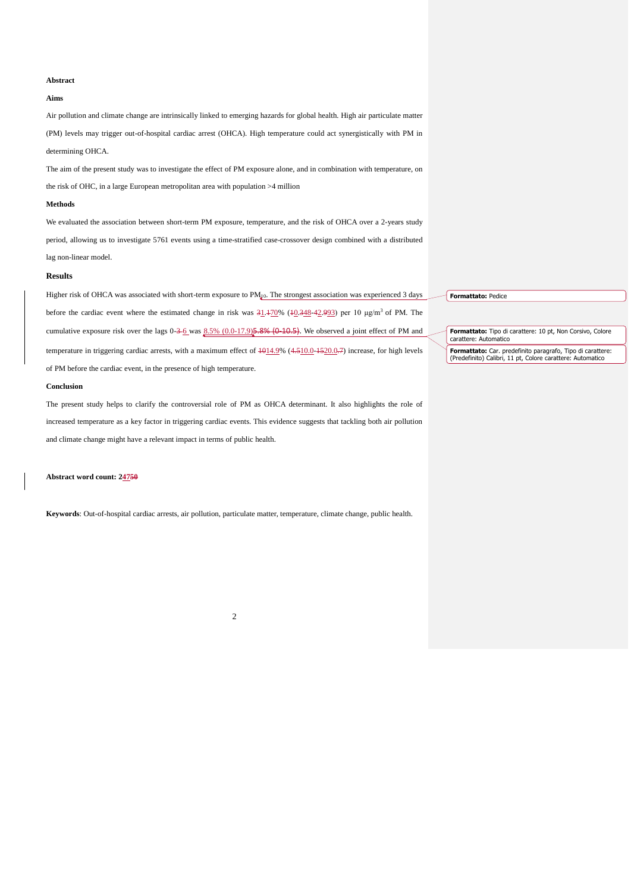## Abstract

### Aims

Air pollution and climate change are intrinsically linked to emerging hazards for global health. High air particulate matter (PM) levels may trigger out-of-hospital cardiac arrest (OHCA). High temperature could act synergistically with PM in determining OHCA.

The aim of the present study was to investigate the effect of PM exposure alone, and in combination with temperature, on the risk of OHC, in a large European metropolitan area with population >4 million

### Methods

We evaluated the association between short-term PM exposure, temperature, and the risk of OHCA over a 2-years study period, allowing us to investigate 5761 events using a time-stratified case-crossover design combined with a distributed lag non-linear model.

### Results

Higher risk of OHCA was associated with short-term exposure to $PM_{10}$. The strongest association was experienced 3 days before the cardiac event where the estimated change in risk was 1.70% (0.48-2.93) per 10 μg/m$^3$ of PM. The cumulative exposure risk over the lags 0-6 was 8.5% (0.0-17.9). We observed a joint effect of PM and temperature in triggering cardiac arrests, with a maximum effect of 14.9% (10.0-20.0) increase, for high levels of PM before the cardiac event, in the presence of high temperature.

### Conclusion

The present study helps to clarify the controversial role of PM as OHCA determinant. It also highlights the role of increased temperature as a key factor in triggering cardiac events. This evidence suggests that tackling both air pollution and climate change might have a relevant impact in terms of public health.

**Abstract word count: 247**

**Keywords**: Out-of-hospital cardiac arrests, air pollution, particulate matter, temperature, climate change, public health.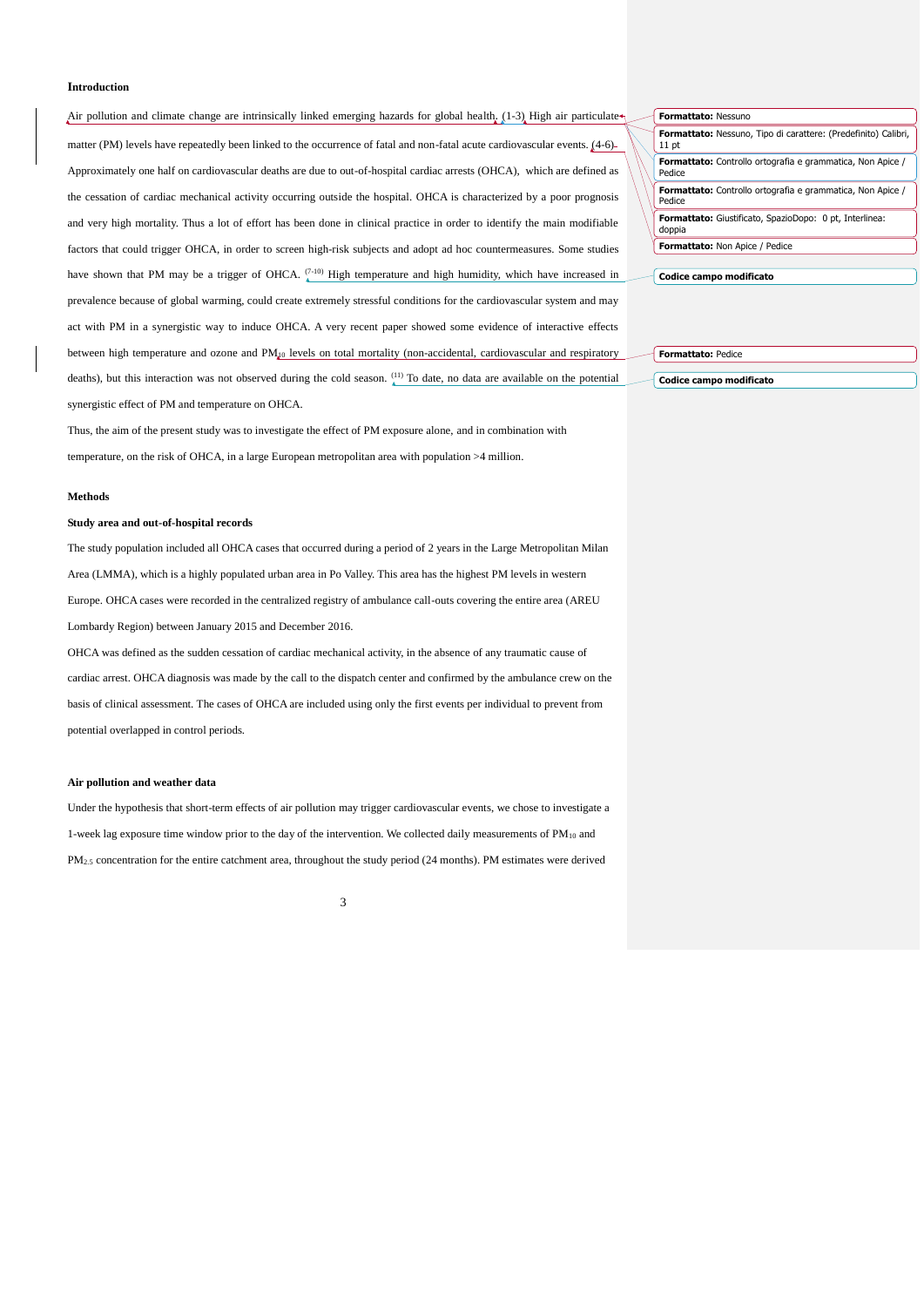**Introduction**

Air pollution and climate change are intrinsically linked emerging hazards for global health. (1-3) High air particulate matter (PM) levels have repeatedly been linked to the occurrence of fatal and non-fatal acute cardiovascular events. (4-6) Approximately one half on cardiovascular deaths are due to out-of-hospital cardiac arrests (OHCA), which are defined as the cessation of cardiac mechanical activity occurring outside the hospital. OHCA is characterized by a poor prognosis and very high mortality. Thus a lot of effort has been done in clinical practice in order to identify the main modifiable factors that could trigger OHCA, in order to screen high-risk subjects and adopt ad hoc countermeasures. Some studies have shown that PM may be a trigger of OHCA. [7-10] High temperature and high humidity, which have increased in prevalence because of global warming, could create extremely stressful conditions for the cardiovascular system and may act with PM in a synergistic way to induce OHCA. A very recent paper showed some evidence of interactive effects between high temperature and ozone and $PM_{10}$ levels on total mortality (non-accidental, cardiovascular and respiratory deaths), but this interaction was not observed during the cold season. [11] To date, no data are available on the potential synergistic effect of PM and temperature on OHCA.

Thus, the aim of the present study was to investigate the effect of PM exposure alone, and in combination with temperature, on the risk of OHCA, in a large European metropolitan area with population >4 million.

**Methods**

**Study area and out-of-hospital records**

The study population included all OHCA cases that occurred during a period of 2 years in the Large Metropolitan Milan Area (LMMA), which is a highly populated urban area in Po Valley. This area has the highest PM levels in western Europe. OHCA cases were recorded in the centralized registry of ambulance call-outs covering the entire area (AREU Lombardy Region) between January 2015 and December 2016.

OHCA was defined as the sudden cessation of cardiac mechanical activity, in the absence of any traumatic cause of cardiac arrest. OHCA diagnosis was made by the call to the dispatch center and confirmed by the ambulance crew on the basis of clinical assessment. The cases of OHCA are included using only the first events per individual to prevent from potential overlapped in control periods.

**Air pollution and weather data**

Under the hypothesis that short-term effects of air pollution may trigger cardiovascular events, we chose to investigate a 1-week lag exposure time window prior to the day of the intervention. We collected daily measurements of $PM_{10}$ and $PM_{2.5}$ concentration for the entire catchment area, throughout the study period (24 months). PM estimates were derived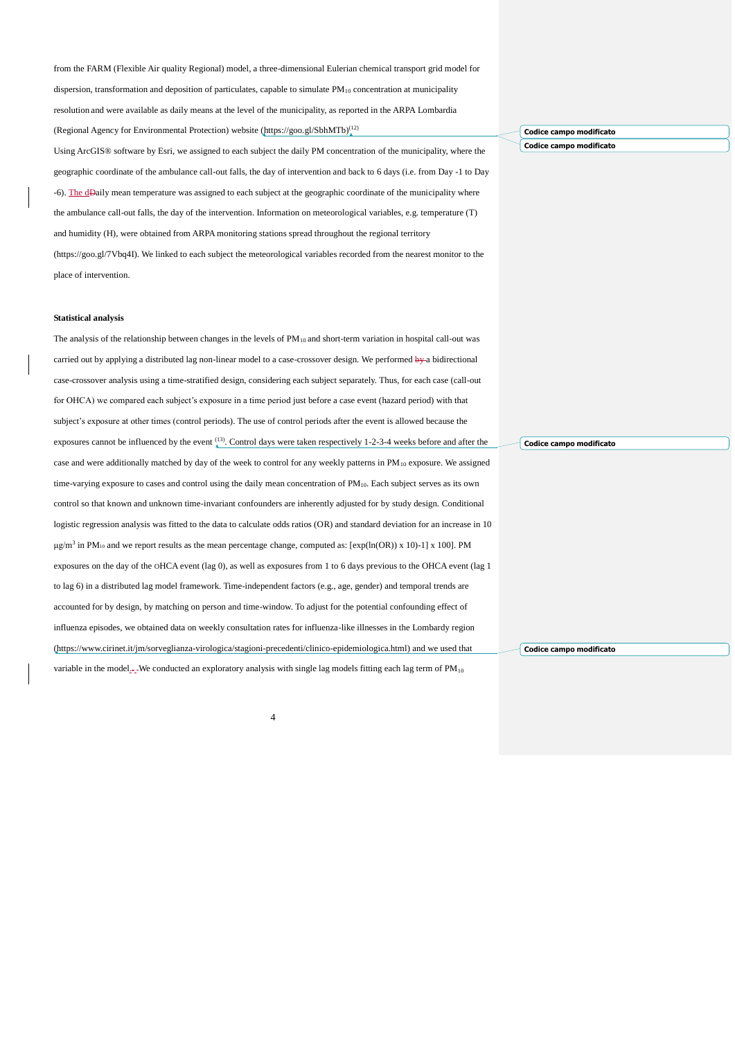from the FARM (Flexible Air quality Regional) model, a three-dimensional Eulerian chemical transport grid model for dispersion, transformation and deposition of particulates, capable to simulate $PM_{10}$ concentration at municipality resolution and were available as daily means at the level of the municipality, as reported in the ARPA Lombardia (Regional Agency for Environmental Protection) website (https://goo.gl/SbhMTb)[12]

Using ArcGIS® software by Esri, we assigned to each subject the daily PM concentration of the municipality, where the geographic coordinate of the ambulance call-out falls, the day of intervention and back to 6 days (i.e. from Day -1 to Day -6). The daily mean temperature was assigned to each subject at the geographic coordinate of the municipality where the ambulance call-out falls, the day of the intervention. Information on meteorological variables, e.g. temperature (T) and humidity (H), were obtained from ARPA monitoring stations spread throughout the regional territory (https://goo.gl/7Vbq4I). We linked to each subject the meteorological variables recorded from the nearest monitor to the place of intervention.

**Statistical analysis**

The analysis of the relationship between changes in the levels of $PM_{10}$ and short-term variation in hospital call-out was carried out by applying a distributed lag non-linear model to a case-crossover design. We performed a bidirectional case-crossover analysis using a time-stratified design, considering each subject separately. Thus, for each case (call-out for OHCA) we compared each subject's exposure in a time period just before a case event (hazard period) with that subject's exposure at other times (control periods). The use of control periods after the event is allowed because the exposures cannot be influenced by the event [13]. Control days were taken respectively 1-2-3-4 weeks before and after the case and were additionally matched by day of the week to control for any weekly patterns in $PM_{10}$ exposure. We assigned time-varying exposure to cases and control using the daily mean concentration of $PM_{10}$. Each subject serves as its own control so that known and unknown time-invariant confounders are inherently adjusted for by study design. Conditional logistic regression analysis was fitted to the data to calculate odds ratios (OR) and standard deviation for an increase in 10 $\mu g/m^3$ in $PM_{10}$ and we report results as the mean percentage change, computed as: $[\exp(\ln(OR)) \times 10)-1] \times 100]$. PM exposures on the day of the OHCA event (lag 0), as well as exposures from 1 to 6 days previous to the OHCA event (lag 1 to lag 6) in a distributed lag model framework. Time-independent factors (e.g., age, gender) and temporal trends are accounted for by design, by matching on person and time-window. To adjust for the potential confounding effect of influenza episodes, we obtained data on weekly consultation rates for influenza-like illnesses in the Lombardy region (https://www.cirinet.it/jm/sorveglianza-virologica/stagioni-precedenti/clinico-epidemiologica.html) and we used that variable in the model. We conducted an exploratory analysis with single lag models fitting each lag term of $PM_{10}$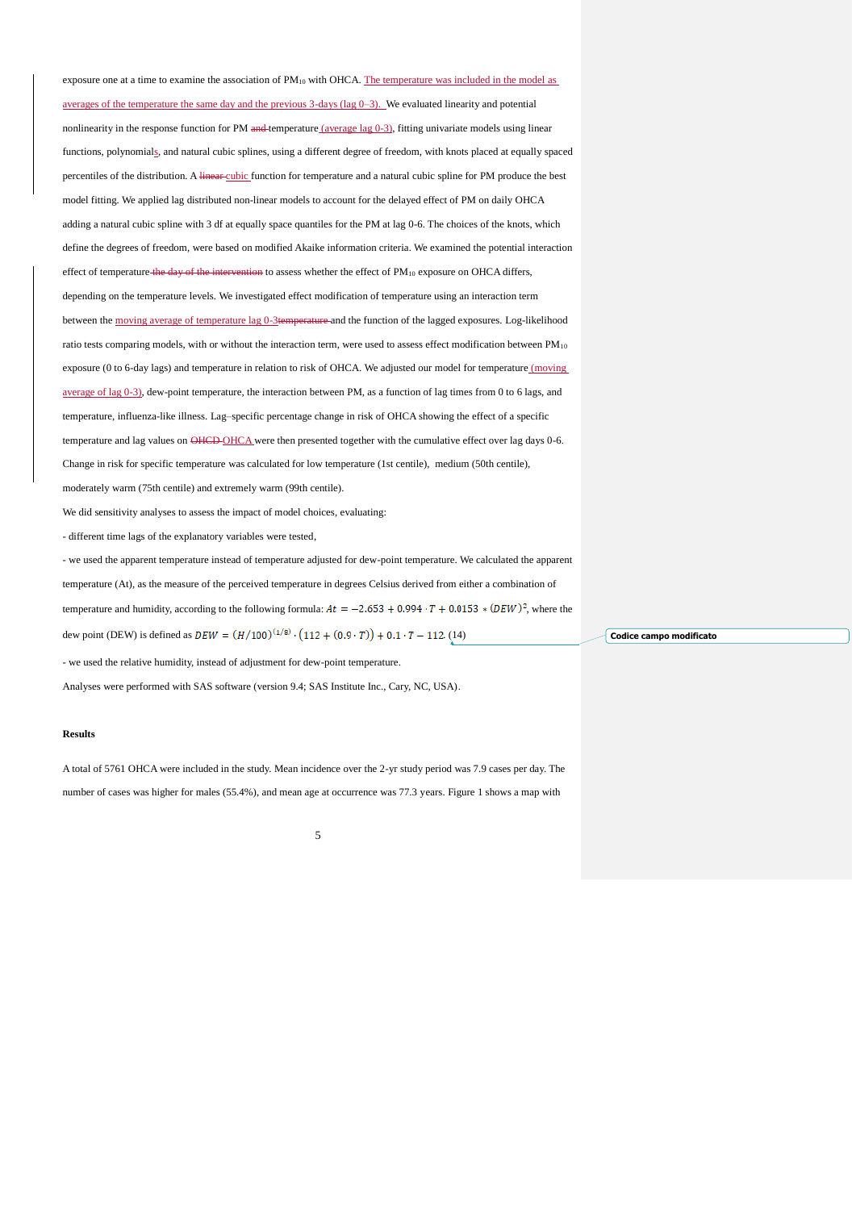exposure one at a time to examine the association of $PM_{10}$ with OHCA. The temperature was included in the model as averages of the temperature the same day and the previous 3-days (lag 0–3). We evaluated linearity and potential nonlinearity in the response function for PM and temperature (average lag 0-3), fitting univariate models using linear functions, polynomials, and natural cubic splines, using a different degree of freedom, with knots placed at equally spaced percentiles of the distribution. A linear cubic function for temperature and a natural cubic spline for PM produce the best model fitting. We applied lag distributed non-linear models to account for the delayed effect of PM on daily OHCA adding a natural cubic spline with 3 df at equally space quantiles for the PM at lag 0-6. The choices of the knots, which define the degrees of freedom, were based on modified Akaike information criteria. We examined the potential interaction effect of temperature the day of the intervention to assess whether the effect of $PM_{10}$ exposure on OHCA differs, depending on the temperature levels. We investigated effect modification of temperature using an interaction term between the moving average of temperature lag 0-3temperature and the function of the lagged exposures. Log-likelihood ratio tests comparing models, with or without the interaction term, were used to assess effect modification between $PM_{10}$ exposure (0 to 6-day lags) and temperature in relation to risk of OHCA. We adjusted our model for temperature (moving average of lag 0-3), dew-point temperature, the interaction between PM, as a function of lag times from 0 to 6 lags, and temperature, influenza-like illness. Lag–specific percentage change in risk of OHCA showing the effect of a specific temperature and lag values on OHCD OHCA were then presented together with the cumulative effect over lag days 0-6. Change in risk for specific temperature was calculated for low temperature (1st centile), medium (50th centile), moderately warm (75th centile) and extremely warm (99th centile).

We did sensitivity analyses to assess the impact of model choices, evaluating:

- different time lags of the explanatory variables were tested,

- we used the apparent temperature instead of temperature adjusted for dew-point temperature. We calculated the apparent temperature (At), as the measure of the perceived temperature in degrees Celsius derived from either a combination of temperature and humidity, according to the following formula: $At = -2.653 + 0.994 \cdot T + 0.0153 * (DEW)^2$, where the dew point (DEW) is defined as $DEW = (H/100)^{(1/8)} \cdot (112 + (0.9 \cdot T)) + 0.1 \cdot T - 112$ (14)

- we used the relative humidity, instead of adjustment for dew-point temperature.

Analyses were performed with SAS software (version 9.4; SAS Institute Inc., Cary, NC, USA).

**Results**

A total of 5761 OHCA were included in the study. Mean incidence over the 2-yr study period was 7.9 cases per day. The number of cases was higher for males (55.4%), and mean age at occurrence was 77.3 years. Figure 1 shows a map with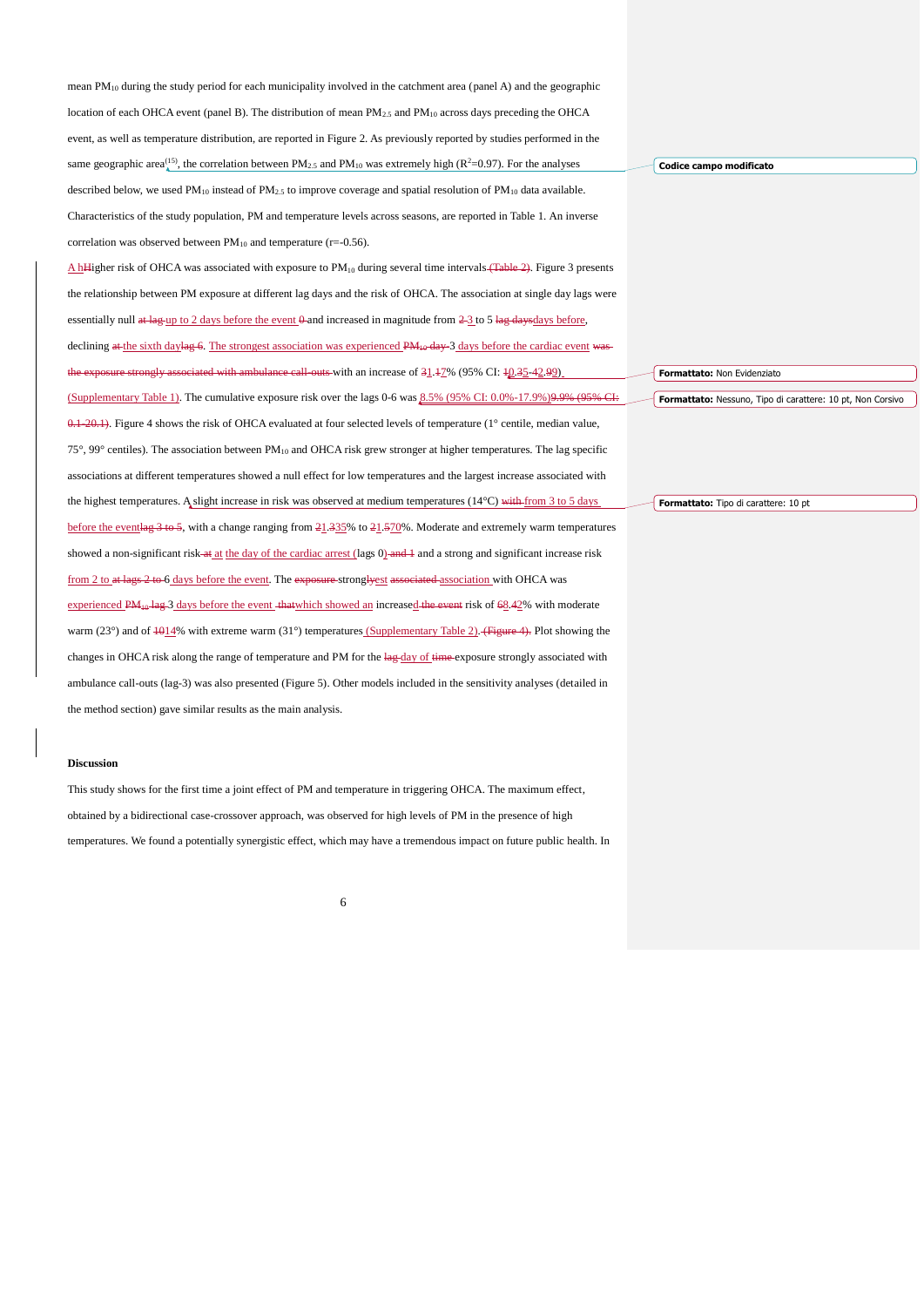mean $PM_{10}$ during the study period for each municipality involved in the catchment area (panel A) and the geographic location of each OHCA event (panel B). The distribution of mean $PM_{2.5}$ and $PM_{10}$ across days preceding the OHCA event, as well as temperature distribution, are reported in Figure 2. As previously reported by studies performed in the same geographic area[15], the correlation between $PM_{2.5}$ and $PM_{10}$ was extremely high ($R^2$=0.97). For the analyses described below, we used $PM_{10}$ instead of $PM_{2.5}$ to improve coverage and spatial resolution of $PM_{10}$ data available. Characteristics of the study population, PM and temperature levels across seasons, are reported in Table 1. An inverse correlation was observed between $PM_{10}$ and temperature (r=-0.56).

A higher risk of OHCA was associated with exposure to $PM_{10}$ during several time intervals. Figure 3 presents the relationship between PM exposure at different lag days and the risk of OHCA. The association at single day lags were essentially null up to 2 days before the event and increased in magnitude from 3 to 5 days before, declining the sixth day. The strongest association was experienced 3 days before the cardiac event with an increase of 1.7% (95% CI: 0.5-2.9) (Supplementary Table 1). The cumulative exposure risk over the lags 0-6 was 8.5% (95% CI: 0.0%-17.9%). Figure 4 shows the risk of OHCA evaluated at four selected levels of temperature (1° centile, median value, 75°, 99° centiles). The association between $PM_{10}$ and OHCA risk grew stronger at higher temperatures. The lag specific associations at different temperatures showed a null effect for low temperatures and the largest increase associated with the highest temperatures. A slight increase in risk was observed at medium temperatures (14°C) from 3 to 5 days before the event, with a change ranging from 1.35% to 1.70%. Moderate and extremely warm temperatures showed a non-significant risk at the day of the cardiac arrest (lags 0) and a strong and significant increase risk from 2 to 6 days before the event. The strongest association with OHCA was experienced 3 days before the event which showed an increased risk of 8.2% with moderate warm (23°) and of 14% with extreme warm (31°) temperatures (Supplementary Table 2). Plot showing the changes in OHCA risk along the range of temperature and PM for the day of exposure strongly associated with ambulance call-outs (lag-3) was also presented (Figure 5). Other models included in the sensitivity analyses (detailed in the method section) gave similar results as the main analysis.

## Discussion

This study shows for the first time a joint effect of PM and temperature in triggering OHCA. The maximum effect, obtained by a bidirectional case-crossover approach, was observed for high levels of PM in the presence of high temperatures. We found a potentially synergistic effect, which may have a tremendous impact on future public health. In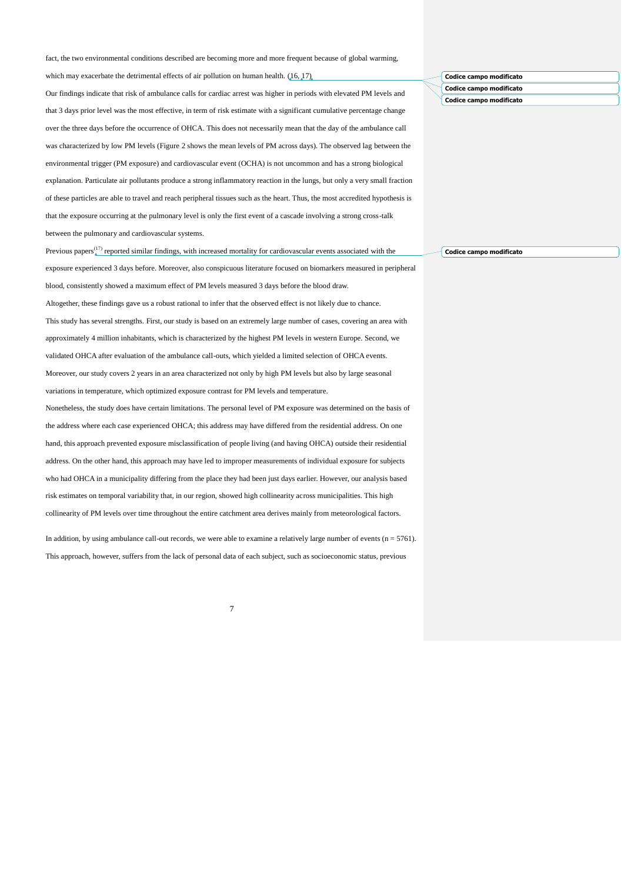fact, the two environmental conditions described are becoming more and more frequent because of global warming, which may exacerbate the detrimental effects of air pollution on human health. (16, 17)

Our findings indicate that risk of ambulance calls for cardiac arrest was higher in periods with elevated PM levels and that 3 days prior level was the most effective, in term of risk estimate with a significant cumulative percentage change over the three days before the occurrence of OHCA. This does not necessarily mean that the day of the ambulance call was characterized by low PM levels (Figure 2 shows the mean levels of PM across days). The observed lag between the environmental trigger (PM exposure) and cardiovascular event (OCHA) is not uncommon and has a strong biological explanation. Particulate air pollutants produce a strong inflammatory reaction in the lungs, but only a very small fraction of these particles are able to travel and reach peripheral tissues such as the heart. Thus, the most accredited hypothesis is that the exposure occurring at the pulmonary level is only the first event of a cascade involving a strong cross-talk between the pulmonary and cardiovascular systems.

Previous papers[17] reported similar findings, with increased mortality for cardiovascular events associated with the exposure experienced 3 days before. Moreover, also conspicuous literature focused on biomarkers measured in peripheral blood, consistently showed a maximum effect of PM levels measured 3 days before the blood draw.

Altogether, these findings gave us a robust rational to infer that the observed effect is not likely due to chance.

This study has several strengths. First, our study is based on an extremely large number of cases, covering an area with approximately 4 million inhabitants, which is characterized by the highest PM levels in western Europe. Second, we validated OHCA after evaluation of the ambulance call-outs, which yielded a limited selection of OHCA events. Moreover, our study covers 2 years in an area characterized not only by high PM levels but also by large seasonal variations in temperature, which optimized exposure contrast for PM levels and temperature.

Nonetheless, the study does have certain limitations. The personal level of PM exposure was determined on the basis of the address where each case experienced OHCA; this address may have differed from the residential address. On one hand, this approach prevented exposure misclassification of people living (and having OHCA) outside their residential address. On the other hand, this approach may have led to improper measurements of individual exposure for subjects who had OHCA in a municipality differing from the place they had been just days earlier. However, our analysis based risk estimates on temporal variability that, in our region, showed high collinearity across municipalities. This high collinearity of PM levels over time throughout the entire catchment area derives mainly from meteorological factors.

In addition, by using ambulance call-out records, we were able to examine a relatively large number of events (n = 5761). This approach, however, suffers from the lack of personal data of each subject, such as socioeconomic status, previous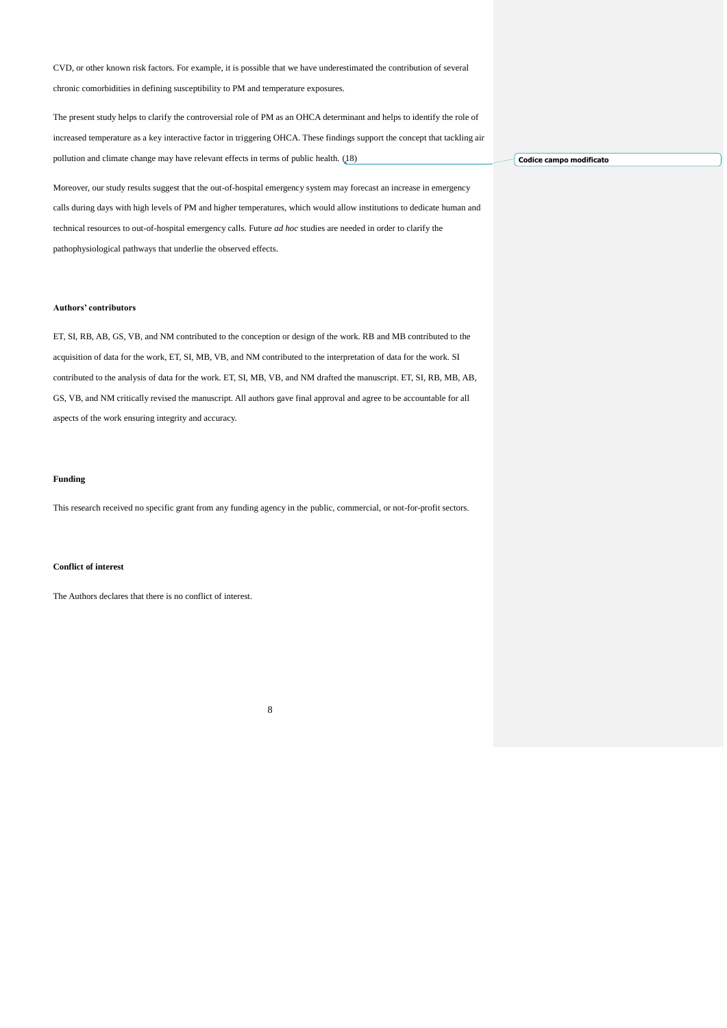CVD, or other known risk factors. For example, it is possible that we have underestimated the contribution of several chronic comorbidities in defining susceptibility to PM and temperature exposures.

The present study helps to clarify the controversial role of PM as an OHCA determinant and helps to identify the role of increased temperature as a key interactive factor in triggering OHCA. These findings support the concept that tackling air pollution and climate change may have relevant effects in terms of public health. (18)

Moreover, our study results suggest that the out-of-hospital emergency system may forecast an increase in emergency calls during days with high levels of PM and higher temperatures, which would allow institutions to dedicate human and technical resources to out-of-hospital emergency calls. Future *ad hoc* studies are needed in order to clarify the pathophysiological pathways that underlie the observed effects.

**Authors' contributors**

ET, SI, RB, AB, GS, VB, and NM contributed to the conception or design of the work. RB and MB contributed to the acquisition of data for the work, ET, SI, MB, VB, and NM contributed to the interpretation of data for the work. SI contributed to the analysis of data for the work. ET, SI, MB, VB, and NM drafted the manuscript. ET, SI, RB, MB, AB, GS, VB, and NM critically revised the manuscript. All authors gave final approval and agree to be accountable for all aspects of the work ensuring integrity and accuracy.

**Funding**

This research received no specific grant from any funding agency in the public, commercial, or not-for-profit sectors.

**Conflict of interest**

The Authors declares that there is no conflict of interest.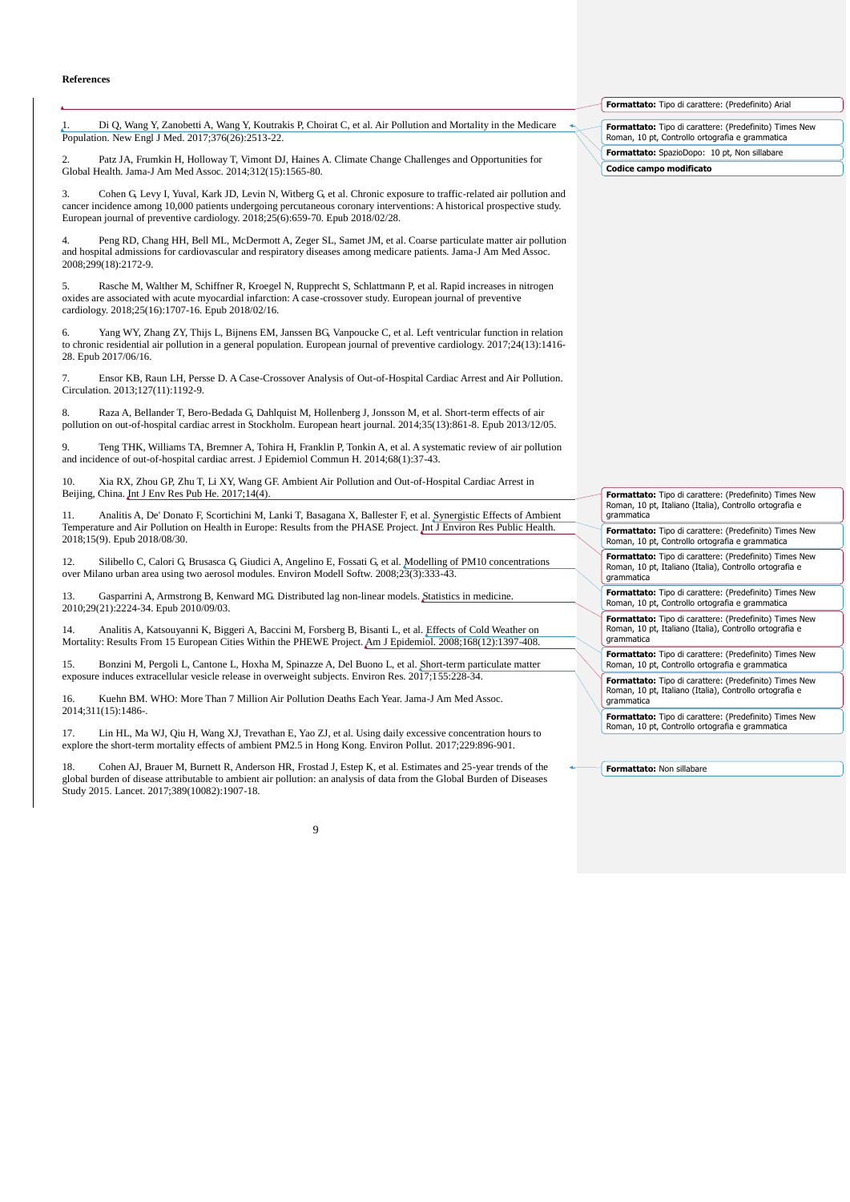**References**

1. Di Q, Wang Y, Zanobetti A, Wang Y, Koutrakis P, Choirat C, et al. Air Pollution and Mortality in the Medicare Population. New Engl J Med. 2017;376(26):2513-22.

2. Patz JA, Frumkin H, Holloway T, Vimont DJ, Haines A. Climate Change Challenges and Opportunities for Global Health. Jama-J Am Med Assoc. 2014;312(15):1565-80.

3. Cohen G, Levy I, Yuval, Kark JD, Levin N, Witberg G, et al. Chronic exposure to traffic-related air pollution and cancer incidence among 10,000 patients undergoing percutaneous coronary interventions: A historical prospective study. European journal of preventive cardiology. 2018;25(6):659-70. Epub 2018/02/28.

4. Peng RD, Chang HH, Bell ML, McDermott A, Zeger SL, Samet JM, et al. Coarse particulate matter air pollution and hospital admissions for cardiovascular and respiratory diseases among medicare patients. Jama-J Am Med Assoc. 2008;299(18):2172-9.

5. Rasche M, Walther M, Schiffner R, Kroegel N, Rupprecht S, Schlattmann P, et al. Rapid increases in nitrogen oxides are associated with acute myocardial infarction: A case-crossover study. European journal of preventive cardiology. 2018;25(16):1707-16. Epub 2018/02/16.

6. Yang WY, Zhang ZY, Thijs L, Bijnens EM, Janssen BG, Vanpoucke C, et al. Left ventricular function in relation to chronic residential air pollution in a general population. European journal of preventive cardiology. 2017;24(13):1416-28. Epub 2017/06/16.

7. Ensor KB, Raun LH, Persse D. A Case-Crossover Analysis of Out-of-Hospital Cardiac Arrest and Air Pollution. Circulation. 2013;127(11):1192-9.

8. Raza A, Bellander T, Bero-Bedada G, Dahlquist M, Hollenberg J, Jonsson M, et al. Short-term effects of air pollution on out-of-hospital cardiac arrest in Stockholm. European heart journal. 2014;35(13):861-8. Epub 2013/12/05.

9. Teng THK, Williams TA, Bremner A, Tohira H, Franklin P, Tonkin A, et al. A systematic review of air pollution and incidence of out-of-hospital cardiac arrest. J Epidemiol Commun H. 2014;68(1):37-43.

10. Xia RX, Zhou GP, Zhu T, Li XY, Wang GF. Ambient Air Pollution and Out-of-Hospital Cardiac Arrest in Beijing, China. Int J Env Res Pub He. 2017;14(4).

11. Analitis A, De' Donato F, Scortichini M, Lanki T, Basagana X, Ballester F, et al. Synergistic Effects of Ambient Temperature and Air Pollution on Health in Europe: Results from the PHASE Project. Int J Environ Res Public Health. 2018;15(9). Epub 2018/08/30.

12. Silibello C, Calori G, Brusasca G, Giudici A, Angelino E, Fossati G, et al. Modelling of PM10 concentrations over Milano urban area using two aerosol modules. Environ Modell Softw. 2008;23(3):333-43.

13. Gasparrini A, Armstrong B, Kenward MG. Distributed lag non-linear models. Statistics in medicine. 2010;29(21):2224-34. Epub 2010/09/03.

14. Analitis A, Katsouyanni K, Biggeri A, Baccini M, Forsberg B, Bisanti L, et al. Effects of Cold Weather on Mortality: Results From 15 European Cities Within the PHEWE Project. Am J Epidemiol. 2008;168(12):1397-408.

15. Bonzini M, Pergoli L, Cantone L, Hoxha M, Spinazze A, Del Buono L, et al. Short-term particulate matter exposure induces extracellular vesicle release in overweight subjects. Environ Res. 2017;155:228-34.

16. Kuehn BM. WHO: More Than 7 Million Air Pollution Deaths Each Year. Jama-J Am Med Assoc. 2014;311(15):1486-.

17. Lin HL, Ma WJ, Qiu H, Wang XJ, Trevathan E, Yao ZJ, et al. Using daily excessive concentration hours to explore the short-term mortality effects of ambient PM2.5 in Hong Kong. Environ Pollut. 2017;229:896-901.

18. Cohen AJ, Brauer M, Burnett R, Anderson HR, Frostad J, Estep K, et al. Estimates and 25-year trends of the global burden of disease attributable to ambient air pollution: an analysis of data from the Global Burden of Diseases Study 2015. Lancet. 2017;389(10082):1907-18.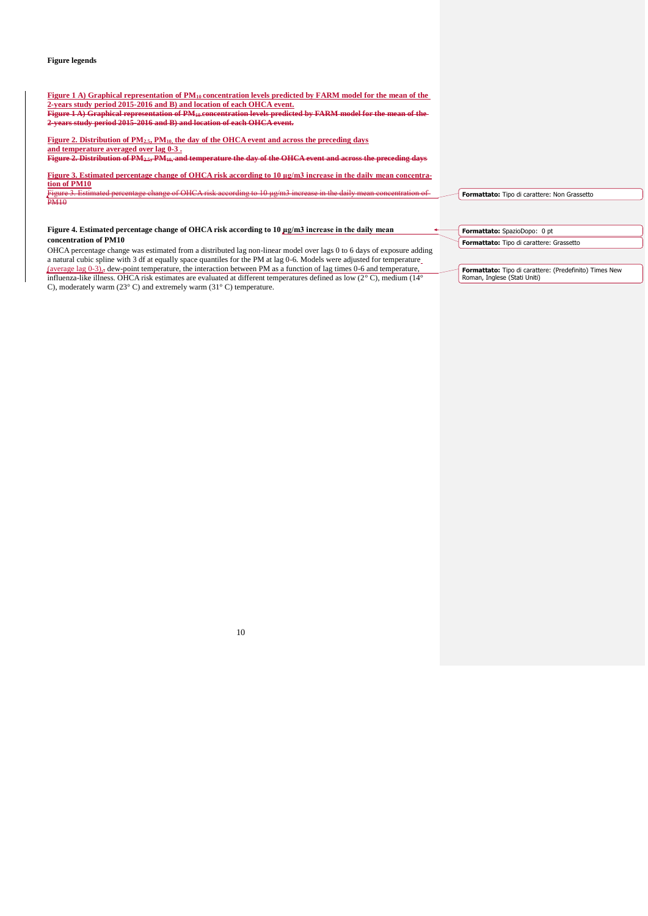**Figure legends**

**Figure 1 A) Graphical representation of $PM_{10}$ concentration levels predicted by FARM model for the mean of the 2-years study period 2015-2016 and B) and location of each OHCA event.**

**Figure 2. Distribution of $PM_{2.5}$, $PM_{10}$, the day of the OHCA event and across the preceding days and temperature averaged over lag 0-3 .**

**Figure 3. Estimated percentage change of OHCA risk according to 10 μg/m3 increase in the daily mean concentration of PM10**

**Figure 4. Estimated percentage change of OHCA risk according to 10 μg/m3 increase in the daily mean concentration of PM10**

OHCA percentage change was estimated from a distributed lag non-linear model over lags 0 to 6 days of exposure adding a natural cubic spline with 3 df at equally space quantiles for the PM at lag 0-6. Models were adjusted for temperature (average lag 0-3), dew-point temperature, the interaction between PM as a function of lag times 0-6 and temperature, influenza-like illness. OHCA risk estimates are evaluated at different temperatures defined as low (2° C), medium (14° C), moderately warm (23° C) and extremely warm (31° C) temperature.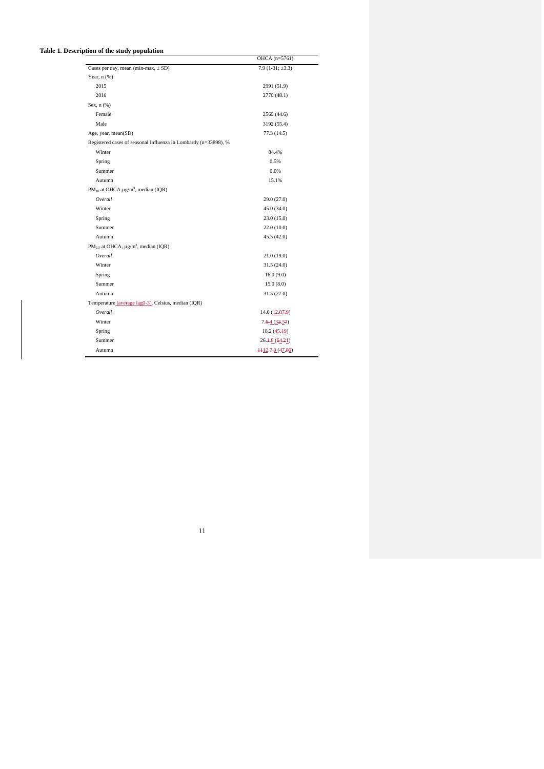**Table 1. Description of the study population**

| | OHCA (n=5761) |
|---|---|
| Cases per day, mean (min-max, ± SD) | 7.9 (1-31; ±3.3) |
| Year, n (%) | |
| 2015 | 2991 (51.9) |
| 2016 | 2770 (48.1) |
| Sex, n (%) | |
| Female | 2569 (44.6) |
| Male | 3192 (55.4) |
| Age, year, mean(SD) | 77.3 (14.5) |
| Registered cases of seasonal Influenza in Lombardy (n=33898), % | |
| Winter | 84.4% |
| Spring | 0.5% |
| Summer | 0.0% |
| Autumn | 15.1% |
| $PM_{10}$ at OHCA μg/m$^3$, median (IQR) | |
| *Overall* | 29.0 (27.0) |
| Winter | 45.0 (34.0) |
| Spring | 23.0 (15.0) |
| Summer | 22.0 (10.0) |
| Autumn | 45.5 (42.0) |
| $PM_{2.5}$ at OHCA, μg/m$^3$, median (IQR) | |
| *Overall* | 21.0 (19.0) |
| Winter | 31.5 (24.0) |
| Spring | 16.0 (9.0) |
| Summer | 15.0 (8.0) |
| Autumn | 31.5 (27.0) |
| Temperature (average lag0-3), Celsius, median (IQR) | |
| *Overall* | 14.0 (12.87.0) |
| Winter | 7.6.4 (32.57) |
| Spring | 18.2 (45.19) |
| Summer | 26.1.8 (64.21) |
| Autumn | 1112.7.0 (47.80) |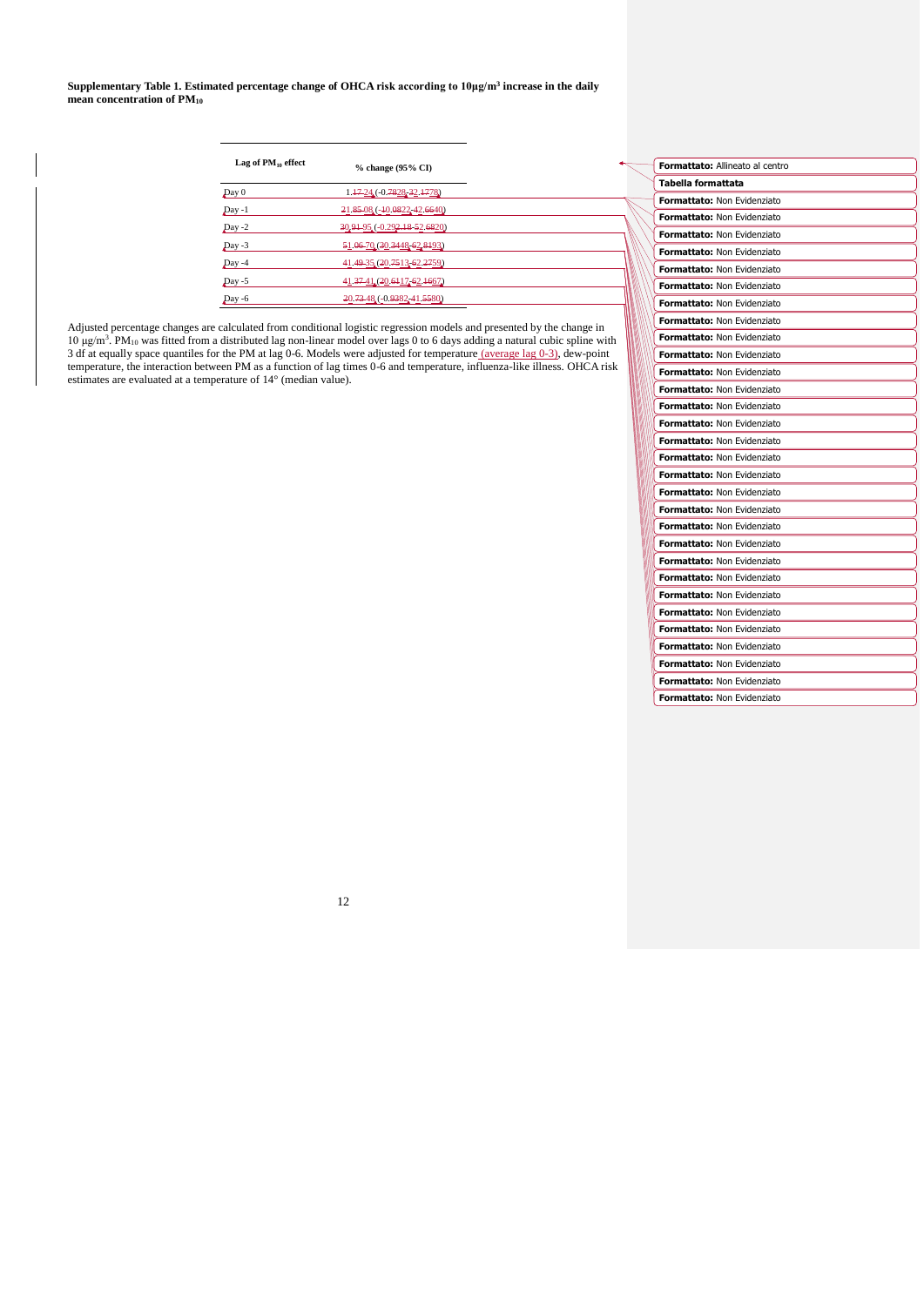**Supplementary Table 1. Estimated percentage change of OHCA risk according to 10µg/m³ increase in the daily mean concentration of $PM_{10}$**

| Lag of $PM_{10}$ effect | % change (95% CI) |
|---|---|
| Day 0 | 1.17-24 (-0.7828-32.1778) |
| Day -1 | 21.85-08 (-10.0822-42.6640) |
| Day -2 | 30.91-95 (-0.292-18-52.6820) |
| Day -3 | 51.06-70 (30.3448-62.8193) |
| Day -4 | 41.49-35 (20.7513-62.2759) |
| Day -5 | 41.37-41 (20.6117-62.1667) |
| Day -6 | 20.73-48 (-0.9382-41.5580) |

Adjusted percentage changes are calculated from conditional logistic regression models and presented by the change in 10 µg/m³. $PM_{10}$ was fitted from a distributed lag non-linear model over lags 0 to 6 days adding a natural cubic spline with 3 df at equally space quantiles for the PM at lag 0-6. Models were adjusted for temperature (average lag 0-3), dew-point temperature, the interaction between PM as a function of lag times 0-6 and temperature, influenza-like illness. OHCA risk estimates are evaluated at a temperature of 14° (median value).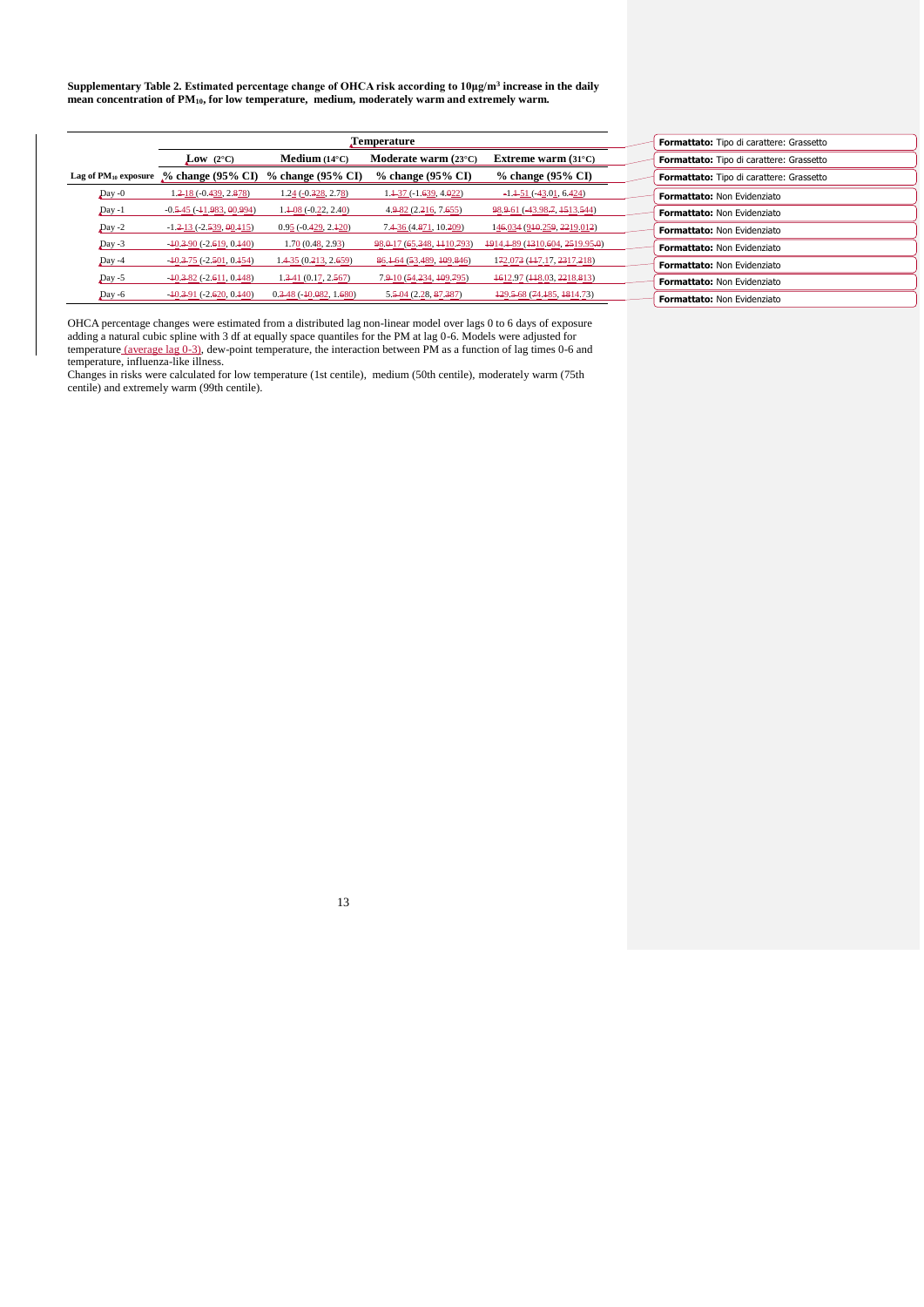**Supplementary Table 2. Estimated percentage change of OHCA risk according to 10µg/m³ increase in the daily mean concentration of $PM_{10}$, for low temperature, medium, moderately warm and extremely warm.**

| | Temperature | | | |
|---|---|---|---|---|
| | **Low** (2°C) | **Medium** (14°C) | **Moderate warm** (23°C) | **Extreme warm** (31°C) |
| **Lag of $PM_{10}$ exposure** | **% change (95% CI)** | **% change (95% CI)** | **% change (95% CI)** | **% change (95% CI)** |
| Day -0 | 1.218 (-0.439, 2.878) | 1.24 (-0.328, 2.78) | 1.137 (-1.639, 4.022) | -1.151 (-43.01, 6.424) |
| Day -1 | -0.545 (-11.983, 00.994) | 1.108 (-0.22, 2.40) | 4.982 (2.216, 7.655) | 98.961 (-43.98.7, 1513.544) |
| Day -2 | -1.213 (-2.539, 00.415) | 0.95 (-0.429, 2.120) | 7.436 (4.871, 10.209) | 146.034 (910.259, 2219.012) |
| Day -3 | -10.390 (-2.619, 0.140) | 1.70 (0.48, 2.93) | 98.017 (65.348, 1110.793) | 1914.189 (1310.604, 2519.95.0) |
| Day -4 | -10.375 (-2.501, 0.154) | 1.435 (0.213, 2.659) | 86.164 (53.489, 109.846) | 172.073 (117.17, 2317.218) |
| Day -5 | -10.382 (-2.611, 0.148) | 1.341 (0.17, 2.567) | 7.910 (54.234, 109.795) | 1612.97 (118.03, 2218.813) |
| Day -6 | -10.391 (-2.620, 0.140) | 0.348 (-10.082, 1.680) | 5.504 (2.28, 87.387) | 129.568 (74.185, 1814.73) |

OHCA percentage changes were estimated from a distributed lag non-linear model over lags 0 to 6 days of exposure adding a natural cubic spline with 3 df at equally space quantiles for the PM at lag 0-6. Models were adjusted for temperature (average lag 0-3), dew-point temperature, the interaction between PM as a function of lag times 0-6 and temperature, influenza-like illness.
Changes in risks were calculated for low temperature (1st centile), medium (50th centile), moderately warm (75th centile) and extremely warm (99th centile).